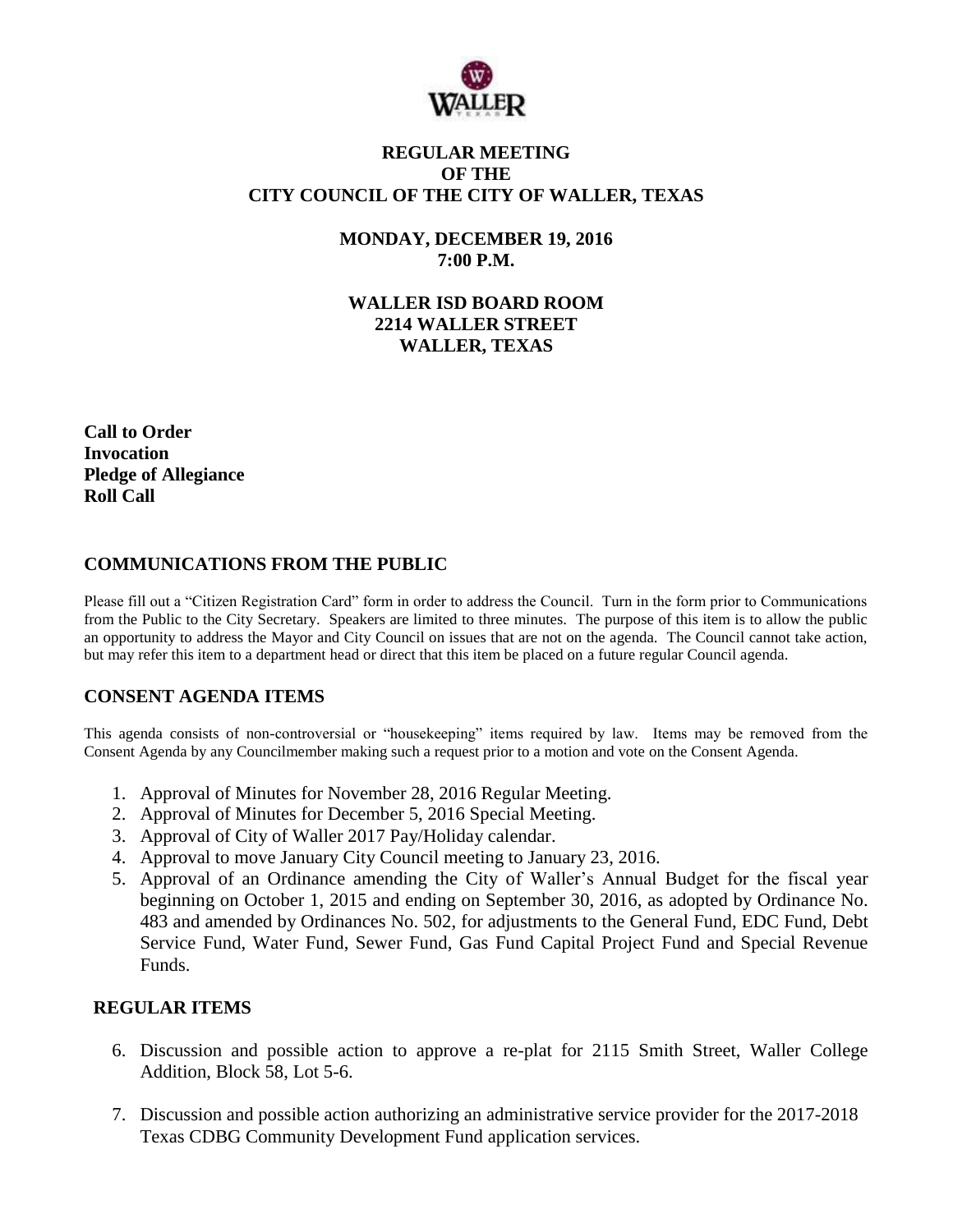# REGULAR MEETING
# OF THE
# CITY COUNCIL OF THE CITY OF WALLER, TEXAS

**MONDAY, DECEMBER 19, 2016**
**7:00 P.M.**

**WALLER ISD BOARD ROOM**
**2214 WALLER STREET**
**WALLER, TEXAS**

**Call to Order**
**Invocation**
**Pledge of Allegiance**
**Roll Call**

## COMMUNICATIONS FROM THE PUBLIC

Please fill out a "Citizen Registration Card" form in order to address the Council. Turn in the form prior to Communications from the Public to the City Secretary. Speakers are limited to three minutes. The purpose of this item is to allow the public an opportunity to address the Mayor and City Council on issues that are not on the agenda. The Council cannot take action, but may refer this item to a department head or direct that this item be placed on a future regular Council agenda.

## CONSENT AGENDA ITEMS

This agenda consists of non-controversial or "housekeeping" items required by law. Items may be removed from the Consent Agenda by any Councilmember making such a request prior to a motion and vote on the Consent Agenda.

1. Approval of Minutes for November 28, 2016 Regular Meeting.
2. Approval of Minutes for December 5, 2016 Special Meeting.
3. Approval of City of Waller 2017 Pay/Holiday calendar.
4. Approval to move January City Council meeting to January 23, 2016.
5. Approval of an Ordinance amending the City of Waller's Annual Budget for the fiscal year beginning on October 1, 2015 and ending on September 30, 2016, as adopted by Ordinance No. 483 and amended by Ordinances No. 502, for adjustments to the General Fund, EDC Fund, Debt Service Fund, Water Fund, Sewer Fund, Gas Fund Capital Project Fund and Special Revenue Funds.

## REGULAR ITEMS

6. Discussion and possible action to approve a re-plat for 2115 Smith Street, Waller College Addition, Block 58, Lot 5-6.

7. Discussion and possible action authorizing an administrative service provider for the 2017-2018 Texas CDBG Community Development Fund application services.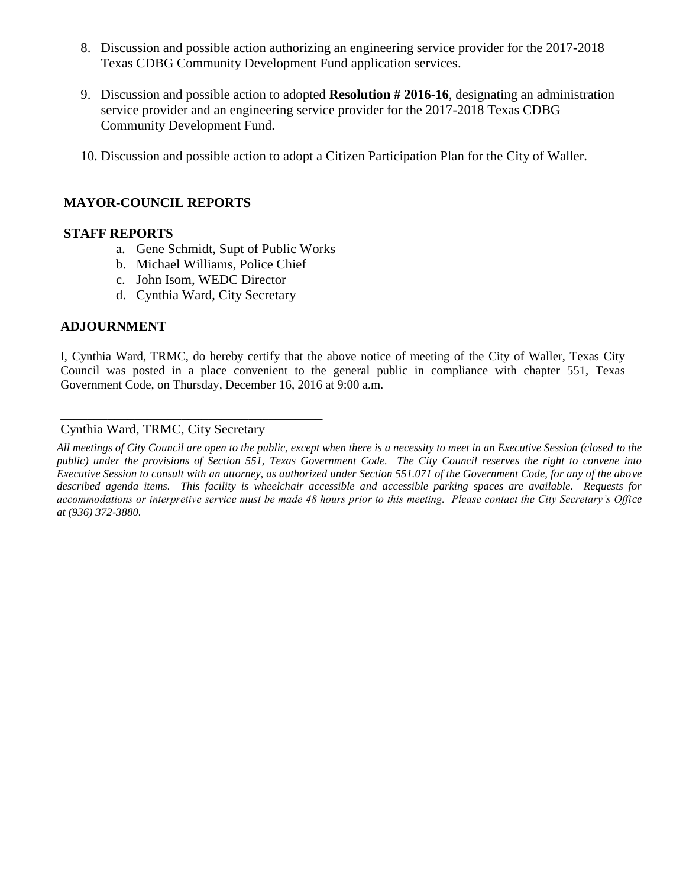8. Discussion and possible action authorizing an engineering service provider for the 2017-2018 Texas CDBG Community Development Fund application services.

9. Discussion and possible action to adopted **Resolution # 2016-16**, designating an administration service provider and an engineering service provider for the 2017-2018 Texas CDBG Community Development Fund.

10. Discussion and possible action to adopt a Citizen Participation Plan for the City of Waller.

**MAYOR-COUNCIL REPORTS**

**STAFF REPORTS**

a. Gene Schmidt, Supt of Public Works
b. Michael Williams, Police Chief
c. John Isom, WEDC Director
d. Cynthia Ward, City Secretary

**ADJOURNMENT**

I, Cynthia Ward, TRMC, do hereby certify that the above notice of meeting of the City of Waller, Texas City Council was posted in a place convenient to the general public in compliance with chapter 551, Texas Government Code, on Thursday, December 16, 2016 at 9:00 a.m.

\_\_\_\_\_\_\_\_\_\_\_\_\_\_\_\_\_\_\_\_\_\_\_\_\_\_\_\_\_\_\_\_\_\_\_\_\_\_\_\_

Cynthia Ward, TRMC, City Secretary

*All meetings of City Council are open to the public, except when there is a necessity to meet in an Executive Session (closed to the public) under the provisions of Section 551, Texas Government Code. The City Council reserves the right to convene into Executive Session to consult with an attorney, as authorized under Section 551.071 of the Government Code, for any of the above described agenda items. This facility is wheelchair accessible and accessible parking spaces are available. Requests for accommodations or interpretive service must be made 48 hours prior to this meeting. Please contact the City Secretary's Office at (936) 372-3880.*